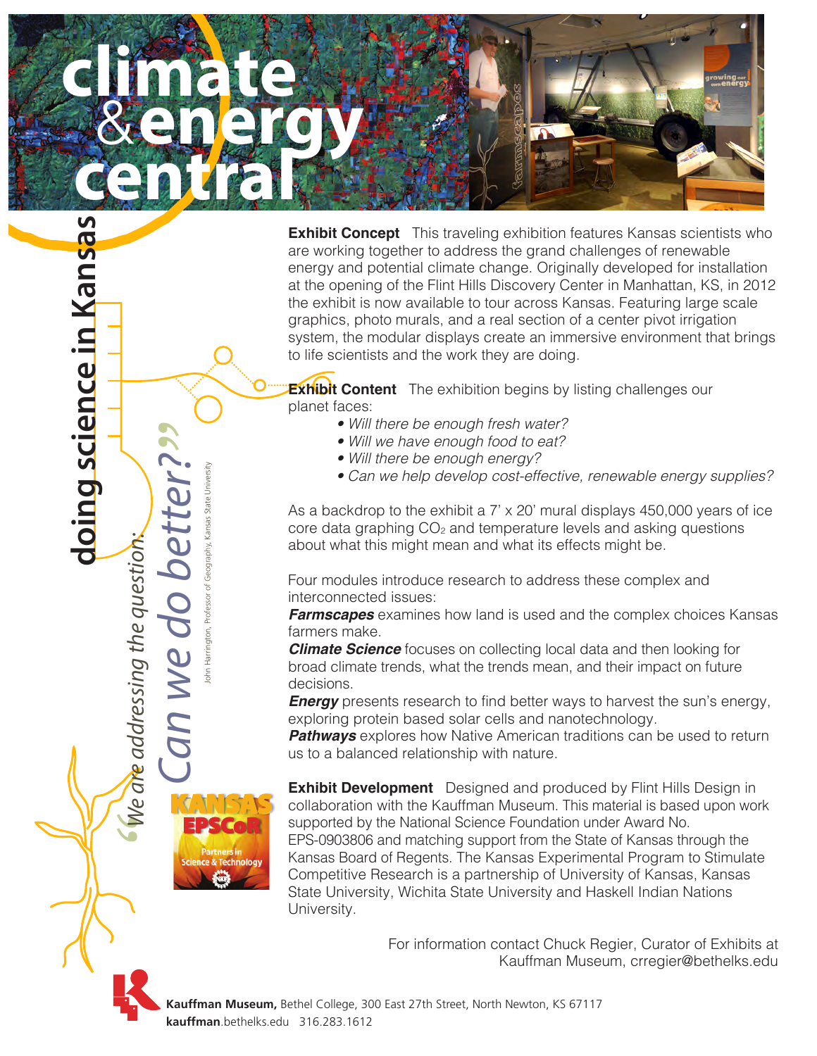# climate & energy central

## doing science in Kansas

*"We are addressing the question: Can we do better?"*

John Harrington, Professor of Geography, Kansas State University

**Exhibit Concept** This traveling exhibition features Kansas scientists who are working together to address the grand challenges of renewable energy and potential climate change. Originally developed for installation at the opening of the Flint Hills Discovery Center in Manhattan, KS, in 2012 the exhibit is now available to tour across Kansas. Featuring large scale graphics, photo murals, and a real section of a center pivot irrigation system, the modular displays create an immersive environment that brings to life scientists and the work they are doing.

**Exhibit Content** The exhibition begins by listing challenges our planet faces:

- *Will there be enough fresh water?*
- *Will we have enough food to eat?*
- *Will there be enough energy?*
- *Can we help develop cost-effective, renewable energy supplies?*

As a backdrop to the exhibit a 7' x 20' mural displays 450,000 years of ice core data graphing $CO_2$ and temperature levels and asking questions about what this might mean and what its effects might be.

Four modules introduce research to address these complex and interconnected issues:

***Farmscapes*** examines how land is used and the complex choices Kansas farmers make.

***Climate Science*** focuses on collecting local data and then looking for broad climate trends, what the trends mean, and their impact on future decisions.

***Energy*** presents research to find better ways to harvest the sun's energy, exploring protein based solar cells and nanotechnology.

***Pathways*** explores how Native American traditions can be used to return us to a balanced relationship with nature.

**Exhibit Development** Designed and produced by Flint Hills Design in collaboration with the Kauffman Museum. This material is based upon work supported by the National Science Foundation under Award No. EPS-0903806 and matching support from the State of Kansas through the Kansas Board of Regents. The Kansas Experimental Program to Stimulate Competitive Research is a partnership of University of Kansas, Kansas State University, Wichita State University and Haskell Indian Nations University.

KANSAS EPSCoR — Partners in Science & Technology

For information contact Chuck Regier, Curator of Exhibits at Kauffman Museum, crregier@bethelks.edu

**Kauffman Museum,** Bethel College, 300 East 27th Street, North Newton, KS 67117
**kauffman**.bethelks.edu 316.283.1612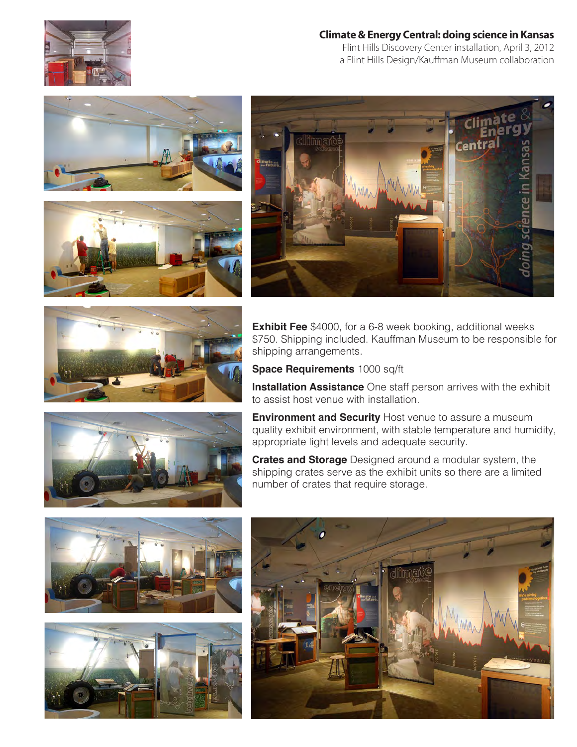**Climate & Energy Central: doing science in Kansas**

Flint Hills Discovery Center installation, April 3, 2012
a Flint Hills Design/Kauffman Museum collaboration

**Exhibit Fee** $4000, for a 6-8 week booking, additional weeks $750. Shipping included. Kauffman Museum to be responsible for shipping arrangements.

**Space Requirements** 1000 sq/ft

**Installation Assistance** One staff person arrives with the exhibit to assist host venue with installation.

**Environment and Security** Host venue to assure a museum quality exhibit environment, with stable temperature and humidity, appropriate light levels and adequate security.

**Crates and Storage** Designed around a modular system, the shipping crates serve as the exhibit units so there are a limited number of crates that require storage.